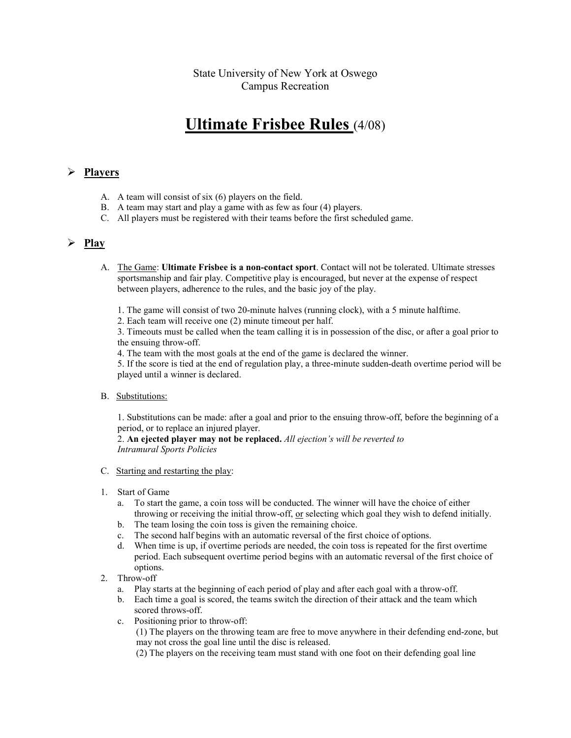State University of New York at Oswego
Campus Recreation

# **Ultimate Frisbee Rules** (4/08)

## ➢ Players

A. A team will consist of six (6) players on the field.
B. A team may start and play a game with as few as four (4) players.
C. All players must be registered with their teams before the first scheduled game.

## ➢ Play

A. The Game: **Ultimate Frisbee is a non-contact sport**. Contact will not be tolerated. Ultimate stresses sportsmanship and fair play. Competitive play is encouraged, but never at the expense of respect between players, adherence to the rules, and the basic joy of the play.

1. The game will consist of two 20-minute halves (running clock), with a 5 minute halftime.
2. Each team will receive one (2) minute timeout per half.
3. Timeouts must be called when the team calling it is in possession of the disc, or after a goal prior to the ensuing throw-off.
4. The team with the most goals at the end of the game is declared the winner.
5. If the score is tied at the end of regulation play, a three-minute sudden-death overtime period will be played until a winner is declared.

B. Substitutions:

1. Substitutions can be made: after a goal and prior to the ensuing throw-off, before the beginning of a period, or to replace an injured player.
2. **An ejected player may not be replaced.** *All ejection's will be reverted to Intramural Sports Policies*

C. Starting and restarting the play:

1. Start of Game
   a. To start the game, a coin toss will be conducted. The winner will have the choice of either throwing or receiving the initial throw-off, or selecting which goal they wish to defend initially.
   b. The team losing the coin toss is given the remaining choice.
   c. The second half begins with an automatic reversal of the first choice of options.
   d. When time is up, if overtime periods are needed, the coin toss is repeated for the first overtime period. Each subsequent overtime period begins with an automatic reversal of the first choice of options.
2. Throw-off
   a. Play starts at the beginning of each period of play and after each goal with a throw-off.
   b. Each time a goal is scored, the teams switch the direction of their attack and the team which scored throws-off.
   c. Positioning prior to throw-off:
      (1) The players on the throwing team are free to move anywhere in their defending end-zone, but may not cross the goal line until the disc is released.
      (2) The players on the receiving team must stand with one foot on their defending goal line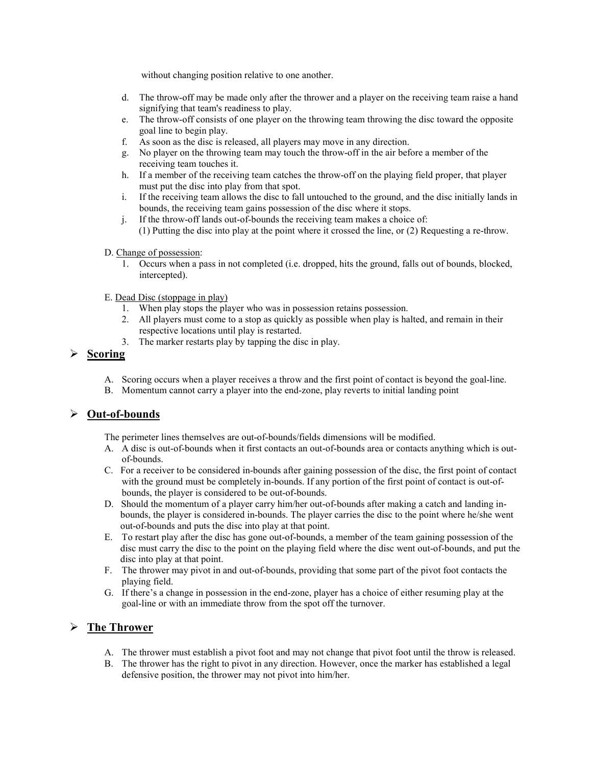without changing position relative to one another.

d. The throw-off may be made only after the thrower and a player on the receiving team raise a hand signifying that team's readiness to play.
e. The throw-off consists of one player on the throwing team throwing the disc toward the opposite goal line to begin play.
f. As soon as the disc is released, all players may move in any direction.
g. No player on the throwing team may touch the throw-off in the air before a member of the receiving team touches it.
h. If a member of the receiving team catches the throw-off on the playing field proper, that player must put the disc into play from that spot.
i. If the receiving team allows the disc to fall untouched to the ground, and the disc initially lands in bounds, the receiving team gains possession of the disc where it stops.
j. If the throw-off lands out-of-bounds the receiving team makes a choice of:
(1) Putting the disc into play at the point where it crossed the line, or (2) Requesting a re-throw.

D. Change of possession:

1. Occurs when a pass in not completed (i.e. dropped, hits the ground, falls out of bounds, blocked, intercepted).

E. Dead Disc (stoppage in play)

1. When play stops the player who was in possession retains possession.
2. All players must come to a stop as quickly as possible when play is halted, and remain in their respective locations until play is restarted.
3. The marker restarts play by tapping the disc in play.

## Scoring

A. Scoring occurs when a player receives a throw and the first point of contact is beyond the goal-line.
B. Momentum cannot carry a player into the end-zone, play reverts to initial landing point

## Out-of-bounds

The perimeter lines themselves are out-of-bounds/fields dimensions will be modified.

A. A disc is out-of-bounds when it first contacts an out-of-bounds area or contacts anything which is out-of-bounds.
C. For a receiver to be considered in-bounds after gaining possession of the disc, the first point of contact with the ground must be completely in-bounds. If any portion of the first point of contact is out-of-bounds, the player is considered to be out-of-bounds.
D. Should the momentum of a player carry him/her out-of-bounds after making a catch and landing in-bounds, the player is considered in-bounds. The player carries the disc to the point where he/she went out-of-bounds and puts the disc into play at that point.
E. To restart play after the disc has gone out-of-bounds, a member of the team gaining possession of the disc must carry the disc to the point on the playing field where the disc went out-of-bounds, and put the disc into play at that point.
F. The thrower may pivot in and out-of-bounds, providing that some part of the pivot foot contacts the playing field.
G. If there's a change in possession in the end-zone, player has a choice of either resuming play at the goal-line or with an immediate throw from the spot off the turnover.

## The Thrower

A. The thrower must establish a pivot foot and may not change that pivot foot until the throw is released.
B. The thrower has the right to pivot in any direction. However, once the marker has established a legal defensive position, the thrower may not pivot into him/her.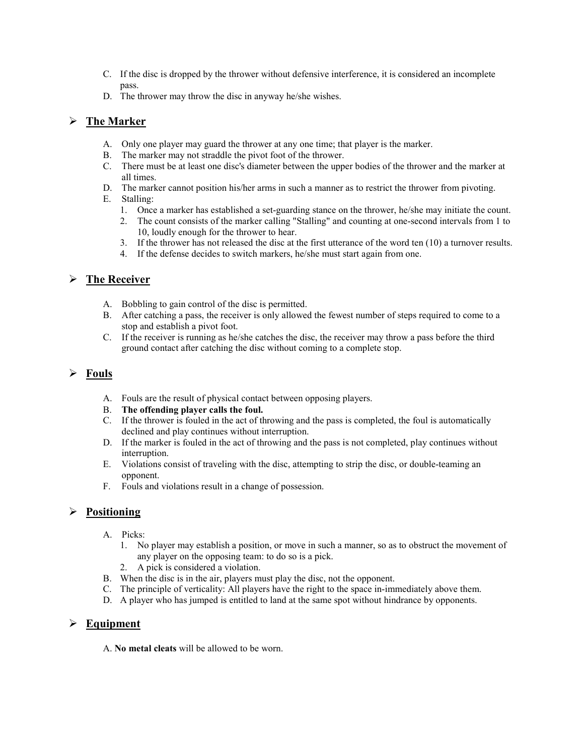C. If the disc is dropped by the thrower without defensive interference, it is considered an incomplete pass.
D. The thrower may throw the disc in anyway he/she wishes.

## The Marker

A. Only one player may guard the thrower at any one time; that player is the marker.
B. The marker may not straddle the pivot foot of the thrower.
C. There must be at least one disc's diameter between the upper bodies of the thrower and the marker at all times.
D. The marker cannot position his/her arms in such a manner as to restrict the thrower from pivoting.
E. Stalling:
   1. Once a marker has established a set-guarding stance on the thrower, he/she may initiate the count.
   2. The count consists of the marker calling "Stalling" and counting at one-second intervals from 1 to 10, loudly enough for the thrower to hear.
   3. If the thrower has not released the disc at the first utterance of the word ten (10) a turnover results.
   4. If the defense decides to switch markers, he/she must start again from one.

## The Receiver

A. Bobbling to gain control of the disc is permitted.
B. After catching a pass, the receiver is only allowed the fewest number of steps required to come to a stop and establish a pivot foot.
C. If the receiver is running as he/she catches the disc, the receiver may throw a pass before the third ground contact after catching the disc without coming to a complete stop.

## Fouls

A. Fouls are the result of physical contact between opposing players.
B. **The offending player calls the foul.**
C. If the thrower is fouled in the act of throwing and the pass is completed, the foul is automatically declined and play continues without interruption.
D. If the marker is fouled in the act of throwing and the pass is not completed, play continues without interruption.
E. Violations consist of traveling with the disc, attempting to strip the disc, or double-teaming an opponent.
F. Fouls and violations result in a change of possession.

## Positioning

A. Picks:
   1. No player may establish a position, or move in such a manner, so as to obstruct the movement of any player on the opposing team: to do so is a pick.
   2. A pick is considered a violation.
B. When the disc is in the air, players must play the disc, not the opponent.
C. The principle of verticality: All players have the right to the space in-immediately above them.
D. A player who has jumped is entitled to land at the same spot without hindrance by opponents.

## Equipment

A. **No metal cleats** will be allowed to be worn.